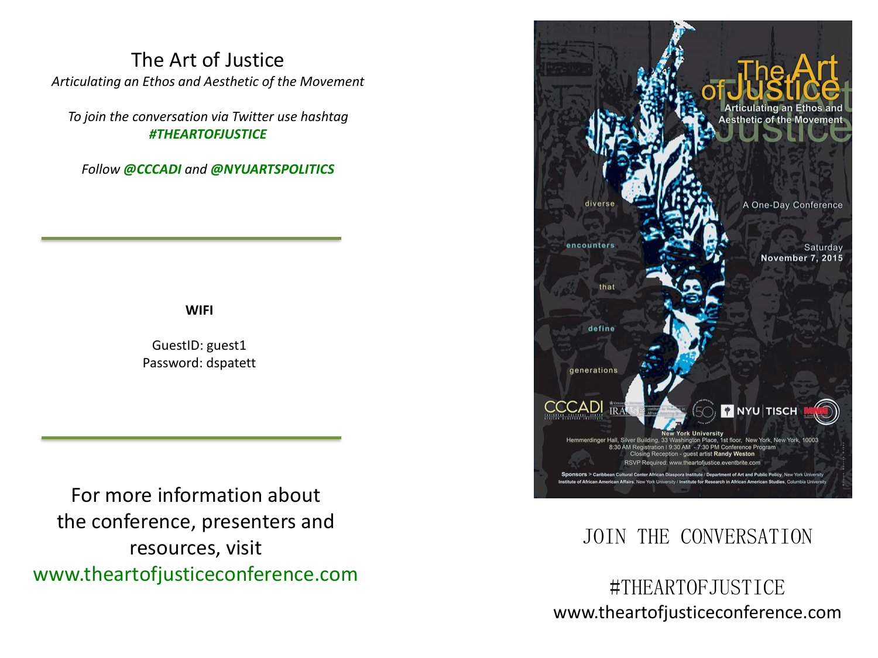# The Art of Justice

*Articulating an Ethos and Aesthetic of the Movement*

*To join the conversation via Twitter use hashtag* ***#THEARTOFJUSTICE***

*Follow* ***@CCCADI*** *and* ***@NYUARTSPOLITICS***

---

**WIFI**

GuestID: guest1
Password: dspatett

---

For more information about the conference, presenters and resources, visit www.theartofjusticeconference.com

The Art of Justice

Articulating an Ethos and Aesthetic of the Movement

diverse encounters that define generations

A One-Day Conference

Saturday November 7, 2015

CCCADI | IRAAS | NYU | TISCH

New York University
Hemmerdinger Hall, Silver Building, 33 Washington Place, 1st floor, New York, New York, 10003
8:30 AM Registration | 9:30 AM - 7:30 PM Conference Program
Closing Reception - guest artist **Randy Weston**
RSVP Required: www.theartofjustice.eventbrite.com

**Sponsors >** Caribbean Cultural Center African Diaspora Institute / Department of Art and Public Policy, New York University
Institute of African American Affairs, New York University / Institute for Research in African American Studies, Columbia University

JOIN THE CONVERSATION

#THEARTOFJUSTICE
www.theartofjusticeconference.com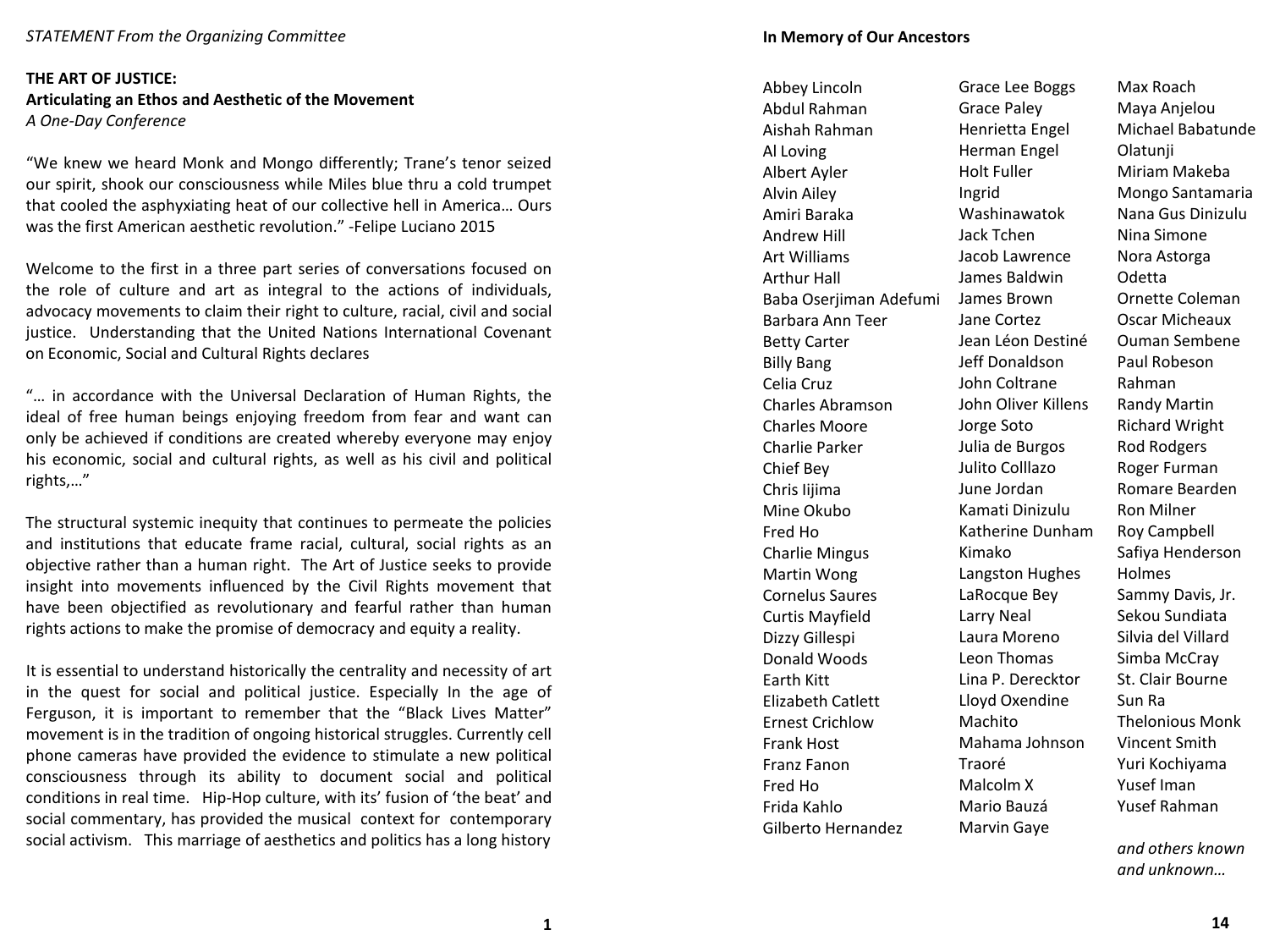*STATEMENT From the Organizing Committee*

**THE ART OF JUSTICE:**
**Articulating an Ethos and Aesthetic of the Movement**
*A One-Day Conference*

"We knew we heard Monk and Mongo differently; Trane's tenor seized our spirit, shook our consciousness while Miles blue thru a cold trumpet that cooled the asphyxiating heat of our collective hell in America… Ours was the first American aesthetic revolution." -Felipe Luciano 2015

Welcome to the first in a three part series of conversations focused on the role of culture and art as integral to the actions of individuals, advocacy movements to claim their right to culture, racial, civil and social justice. Understanding that the United Nations International Covenant on Economic, Social and Cultural Rights declares

"… in accordance with the Universal Declaration of Human Rights, the ideal of free human beings enjoying freedom from fear and want can only be achieved if conditions are created whereby everyone may enjoy his economic, social and cultural rights, as well as his civil and political rights,…"

The structural systemic inequity that continues to permeate the policies and institutions that educate frame racial, cultural, social rights as an objective rather than a human right. The Art of Justice seeks to provide insight into movements influenced by the Civil Rights movement that have been objectified as revolutionary and fearful rather than human rights actions to make the promise of democracy and equity a reality.

It is essential to understand historically the centrality and necessity of art in the quest for social and political justice. Especially In the age of Ferguson, it is important to remember that the "Black Lives Matter" movement is in the tradition of ongoing historical struggles. Currently cell phone cameras have provided the evidence to stimulate a new political consciousness through its ability to document social and political conditions in real time. Hip-Hop culture, with its' fusion of 'the beat' and social commentary, has provided the musical context for contemporary social activism. This marriage of aesthetics and politics has a long history

**In Memory of Our Ancestors**

Abbey Lincoln
Abdul Rahman
Aishah Rahman
Al Loving
Albert Ayler
Alvin Ailey
Amiri Baraka
Andrew Hill
Art Williams
Arthur Hall
Baba Oserjiman Adefumi
Barbara Ann Teer
Betty Carter
Billy Bang
Celia Cruz
Charles Abramson
Charles Moore
Charlie Parker
Chief Bey
Chris Iijima
Mine Okubo
Fred Ho
Charlie Mingus
Martin Wong
Cornelus Saures
Curtis Mayfield
Dizzy Gillespi
Donald Woods
Earth Kitt
Elizabeth Catlett
Ernest Crichlow
Frank Host
Franz Fanon
Fred Ho
Frida Kahlo
Gilberto Hernandez
Grace Lee Boggs
Grace Paley
Henrietta Engel
Herman Engel
Holt Fuller
Ingrid Washinawatok
Jack Tchen
Jacob Lawrence
James Baldwin
James Brown
Jane Cortez
Jean Léon Destiné
Jeff Donaldson
John Coltrane
John Oliver Killens
Jorge Soto
Julia de Burgos
Julito Colllazo
June Jordan
Kamati Dinizulu
Katherine Dunham
Kimako
Langston Hughes
LaRocque Bey
Larry Neal
Laura Moreno
Leon Thomas
Lina P. Derecktor
Lloyd Oxendine
Machito
Mahama Johnson Traoré
Malcolm X
Mario Bauzá
Marvin Gaye
Max Roach
Maya Anjelou
Michael Babatunde Olatunji
Miriam Makeba
Mongo Santamaria
Nana Gus Dinizulu
Nina Simone
Nora Astorga
Odetta
Ornette Coleman
Oscar Micheaux
Ouman Sembene
Paul Robeson
Rahman
Randy Martin
Richard Wright
Rod Rodgers
Roger Furman
Romare Bearden
Ron Milner
Roy Campbell
Safiya Henderson Holmes
Sammy Davis, Jr.
Sekou Sundiata
Silvia del Villard
Simba McCray
St. Clair Bourne
Sun Ra
Thelonious Monk
Vincent Smith
Yuri Kochiyama
Yusef Iman
Yusef Rahman

*and others known and unknown…*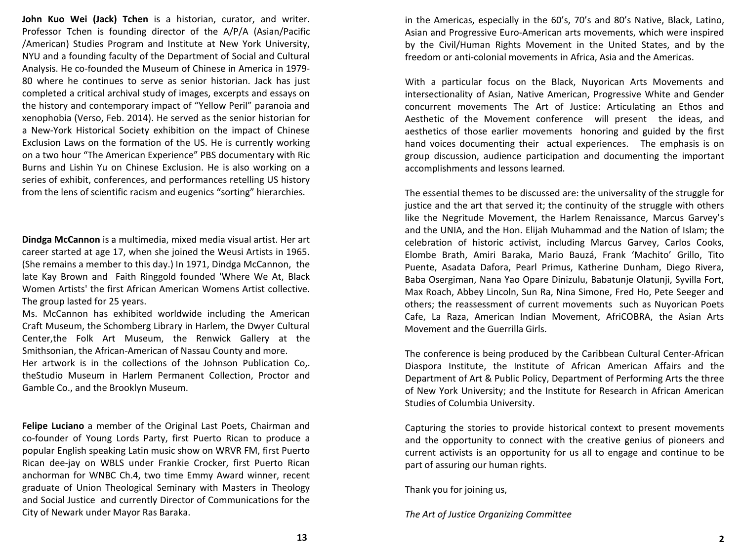**John Kuo Wei (Jack) Tchen** is a historian, curator, and writer. Professor Tchen is founding director of the A/P/A (Asian/Pacific /American) Studies Program and Institute at New York University, NYU and a founding faculty of the Department of Social and Cultural Analysis. He co-founded the Museum of Chinese in America in 1979-80 where he continues to serve as senior historian. Jack has just completed a critical archival study of images, excerpts and essays on the history and contemporary impact of "Yellow Peril" paranoia and xenophobia (Verso, Feb. 2014). He served as the senior historian for a New-York Historical Society exhibition on the impact of Chinese Exclusion Laws on the formation of the US. He is currently working on a two hour "The American Experience" PBS documentary with Ric Burns and Lishin Yu on Chinese Exclusion. He is also working on a series of exhibit, conferences, and performances retelling US history from the lens of scientific racism and eugenics "sorting" hierarchies.

**Dindga McCannon** is a multimedia, mixed media visual artist. Her art career started at age 17, when she joined the Weusi Artists in 1965. (She remains a member to this day.) In 1971, Dindga McCannon, the late Kay Brown and Faith Ringgold founded 'Where We At, Black Women Artists' the first African American Womens Artist collective. The group lasted for 25 years.

Ms. McCannon has exhibited worldwide including the American Craft Museum, the Schomberg Library in Harlem, the Dwyer Cultural Center,the Folk Art Museum, the Renwick Gallery at the Smithsonian, the African-American of Nassau County and more.

Her artwork is in the collections of the Johnson Publication Co,. theStudio Museum in Harlem Permanent Collection, Proctor and Gamble Co., and the Brooklyn Museum.

**Felipe Luciano** a member of the Original Last Poets, Chairman and co-founder of Young Lords Party, first Puerto Rican to produce a popular English speaking Latin music show on WRVR FM, first Puerto Rican dee-jay on WBLS under Frankie Crocker, first Puerto Rican anchorman for WNBC Ch.4, two time Emmy Award winner, recent graduate of Union Theological Seminary with Masters in Theology and Social Justice and currently Director of Communications for the City of Newark under Mayor Ras Baraka.

in the Americas, especially in the 60's, 70's and 80's Native, Black, Latino, Asian and Progressive Euro-American arts movements, which were inspired by the Civil/Human Rights Movement in the United States, and by the freedom or anti-colonial movements in Africa, Asia and the Americas.

With a particular focus on the Black, Nuyorican Arts Movements and intersectionality of Asian, Native American, Progressive White and Gender concurrent movements The Art of Justice: Articulating an Ethos and Aesthetic of the Movement conference will present the ideas, and aesthetics of those earlier movements honoring and guided by the first hand voices documenting their actual experiences. The emphasis is on group discussion, audience participation and documenting the important accomplishments and lessons learned.

The essential themes to be discussed are: the universality of the struggle for justice and the art that served it; the continuity of the struggle with others like the Negritude Movement, the Harlem Renaissance, Marcus Garvey's and the UNIA, and the Hon. Elijah Muhammad and the Nation of Islam; the celebration of historic activist, including Marcus Garvey, Carlos Cooks, Elombe Brath, Amiri Baraka, Mario Bauzá, Frank 'Machito' Grillo, Tito Puente, Asadata Dafora, Pearl Primus, Katherine Dunham, Diego Rivera, Baba Osergiman, Nana Yao Opare Dinizulu, Babatunje Olatunji, Syvilla Fort, Max Roach, Abbey Lincoln, Sun Ra, Nina Simone, Fred Ho, Pete Seeger and others; the reassessment of current movements such as Nuyorican Poets Cafe, La Raza, American Indian Movement, AfriCOBRA, the Asian Arts Movement and the Guerrilla Girls.

The conference is being produced by the Caribbean Cultural Center-African Diaspora Institute, the Institute of African American Affairs and the Department of Art & Public Policy, Department of Performing Arts the three of New York University; and the Institute for Research in African American Studies of Columbia University.

Capturing the stories to provide historical context to present movements and the opportunity to connect with the creative genius of pioneers and current activists is an opportunity for us all to engage and continue to be part of assuring our human rights.

Thank you for joining us,

*The Art of Justice Organizing Committee*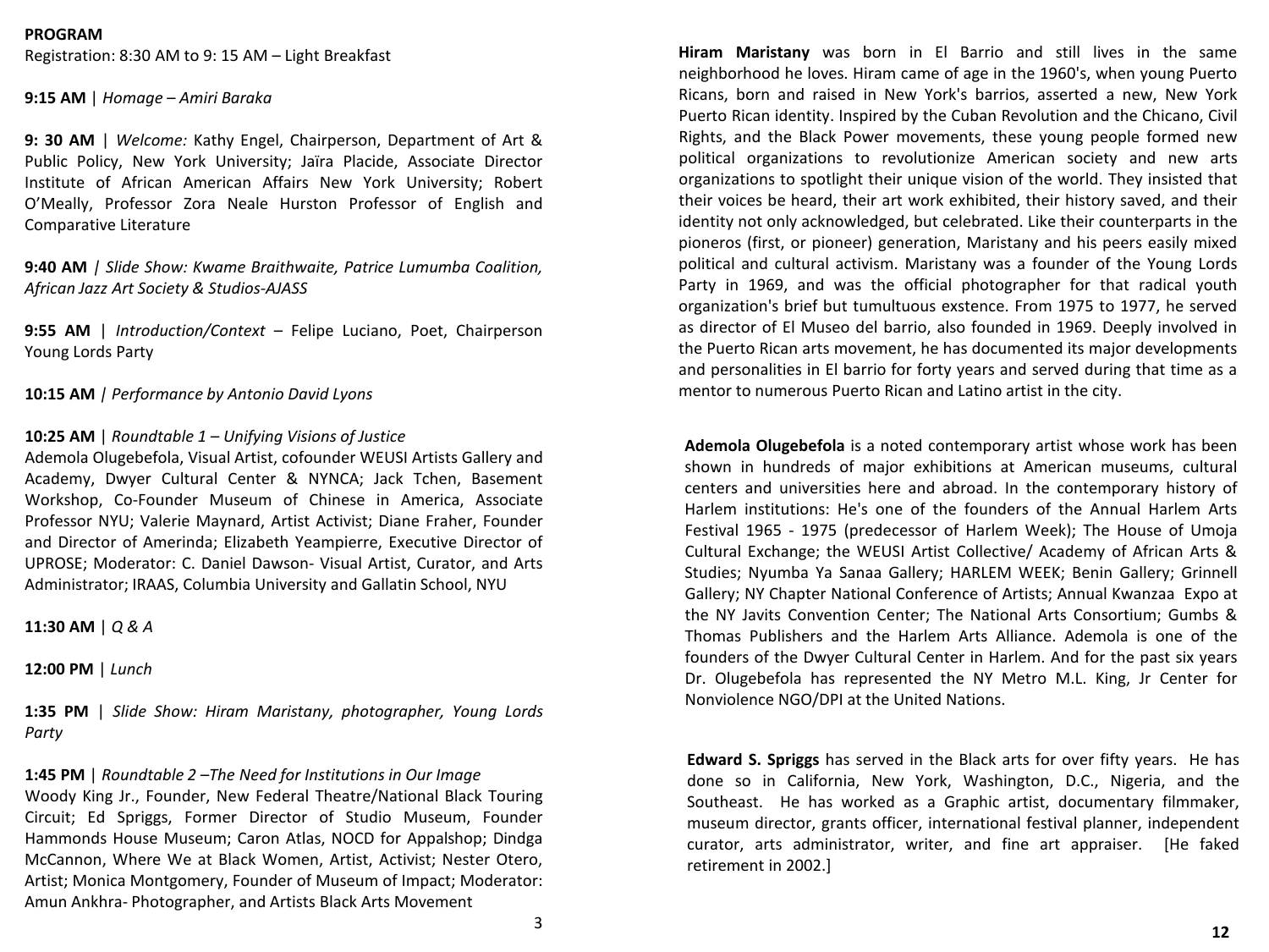**PROGRAM**

Registration: 8:30 AM to 9: 15 AM – Light Breakfast

**9:15 AM** | *Homage – Amiri Baraka*

**9: 30 AM** | *Welcome:* Kathy Engel, Chairperson, Department of Art & Public Policy, New York University; Jaïra Placide, Associate Director Institute of African American Affairs New York University; Robert O'Meally, Professor Zora Neale Hurston Professor of English and Comparative Literature

**9:40 AM** | *Slide Show: Kwame Braithwaite, Patrice Lumumba Coalition, African Jazz Art Society & Studios-AJASS*

**9:55 AM** | *Introduction/Context* – Felipe Luciano, Poet, Chairperson Young Lords Party

**10:15 AM** | *Performance by Antonio David Lyons*

**10:25 AM** | *Roundtable 1 – Unifying Visions of Justice*
Ademola Olugebefola, Visual Artist, cofounder WEUSI Artists Gallery and Academy, Dwyer Cultural Center & NYNCA; Jack Tchen, Basement Workshop, Co-Founder Museum of Chinese in America, Associate Professor NYU; Valerie Maynard, Artist Activist; Diane Fraher, Founder and Director of Amerinda; Elizabeth Yeampierre, Executive Director of UPROSE; Moderator: C. Daniel Dawson- Visual Artist, Curator, and Arts Administrator; IRAAS, Columbia University and Gallatin School, NYU

**11:30 AM** | *Q & A*

**12:00 PM** | *Lunch*

**1:35 PM** | *Slide Show: Hiram Maristany, photographer, Young Lords Party*

**1:45 PM** | *Roundtable 2 –The Need for Institutions in Our Image*
Woody King Jr., Founder, New Federal Theatre/National Black Touring Circuit; Ed Spriggs, Former Director of Studio Museum, Founder Hammonds House Museum; Caron Atlas, NOCD for Appalshop; Dindga McCannon, Where We at Black Women, Artist, Activist; Nester Otero, Artist; Monica Montgomery, Founder of Museum of Impact; Moderator: Amun Ankhra- Photographer, and Artists Black Arts Movement

**Hiram Maristany** was born in El Barrio and still lives in the same neighborhood he loves. Hiram came of age in the 1960's, when young Puerto Ricans, born and raised in New York's barrios, asserted a new, New York Puerto Rican identity. Inspired by the Cuban Revolution and the Chicano, Civil Rights, and the Black Power movements, these young people formed new political organizations to revolutionize American society and new arts organizations to spotlight their unique vision of the world. They insisted that their voices be heard, their art work exhibited, their history saved, and their identity not only acknowledged, but celebrated. Like their counterparts in the pioneros (first, or pioneer) generation, Maristany and his peers easily mixed political and cultural activism. Maristany was a founder of the Young Lords Party in 1969, and was the official photographer for that radical youth organization's brief but tumultuous exstence. From 1975 to 1977, he served as director of El Museo del barrio, also founded in 1969. Deeply involved in the Puerto Rican arts movement, he has documented its major developments and personalities in El barrio for forty years and served during that time as a mentor to numerous Puerto Rican and Latino artist in the city.

**Ademola Olugebefola** is a noted contemporary artist whose work has been shown in hundreds of major exhibitions at American museums, cultural centers and universities here and abroad. In the contemporary history of Harlem institutions: He's one of the founders of the Annual Harlem Arts Festival 1965 - 1975 (predecessor of Harlem Week); The House of Umoja Cultural Exchange; the WEUSI Artist Collective/ Academy of African Arts & Studies; Nyumba Ya Sanaa Gallery; HARLEM WEEK; Benin Gallery; Grinnell Gallery; NY Chapter National Conference of Artists; Annual Kwanzaa Expo at the NY Javits Convention Center; The National Arts Consortium; Gumbs & Thomas Publishers and the Harlem Arts Alliance. Ademola is one of the founders of the Dwyer Cultural Center in Harlem. And for the past six years Dr. Olugebefola has represented the NY Metro M.L. King, Jr Center for Nonviolence NGO/DPI at the United Nations.

**Edward S. Spriggs** has served in the Black arts for over fifty years. He has done so in California, New York, Washington, D.C., Nigeria, and the Southeast. He has worked as a Graphic artist, documentary filmmaker, museum director, grants officer, international festival planner, independent curator, arts administrator, writer, and fine art appraiser. [He faked retirement in 2002.]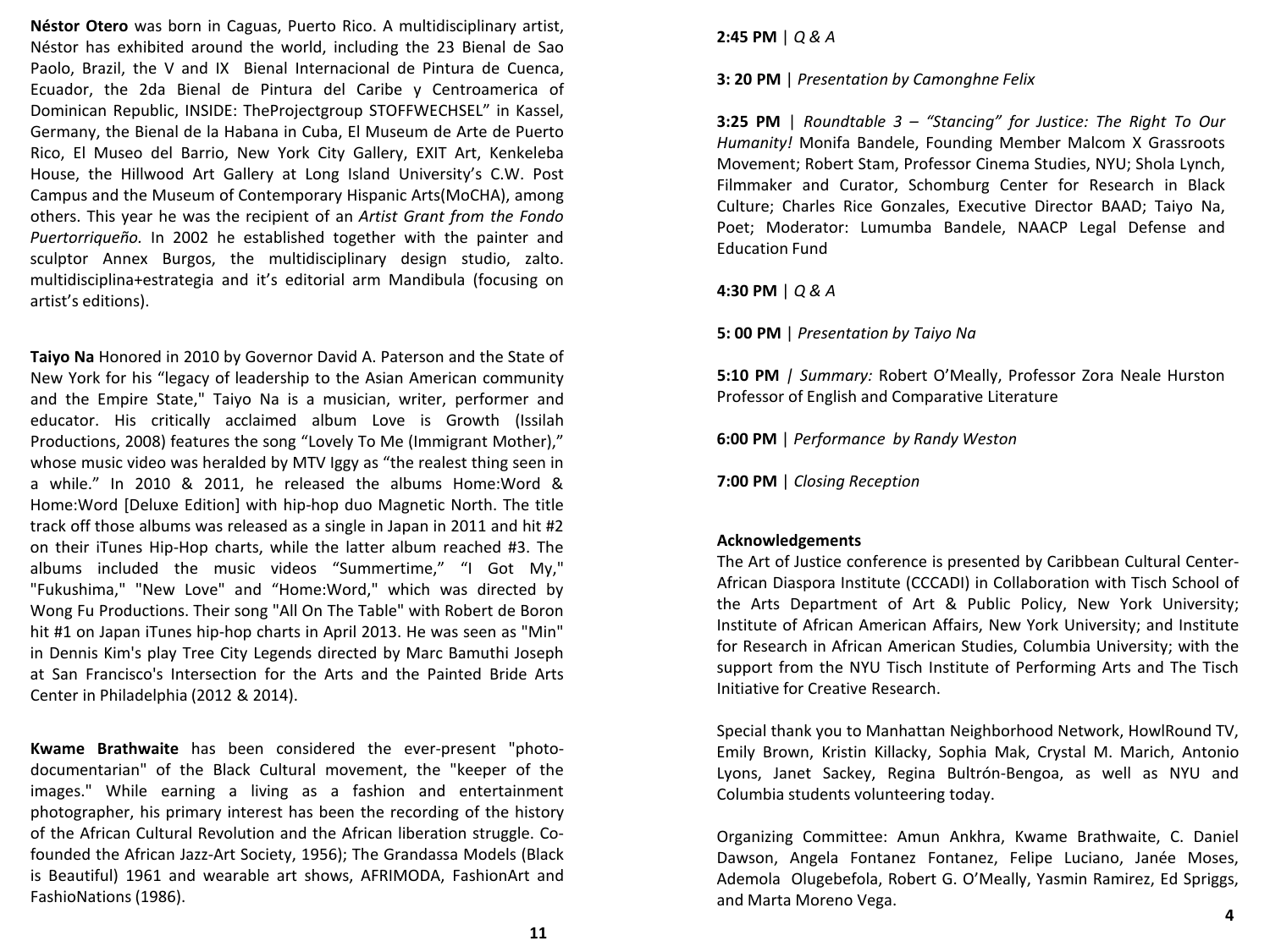**Néstor Otero** was born in Caguas, Puerto Rico. A multidisciplinary artist, Néstor has exhibited around the world, including the 23 Bienal de Sao Paolo, Brazil, the V and IX Bienal Internacional de Pintura de Cuenca, Ecuador, the 2da Bienal de Pintura del Caribe y Centroamerica of Dominican Republic, INSIDE: TheProjectgroup STOFFWECHSEL" in Kassel, Germany, the Bienal de la Habana in Cuba, El Museum de Arte de Puerto Rico, El Museo del Barrio, New York City Gallery, EXIT Art, Kenkeleba House, the Hillwood Art Gallery at Long Island University's C.W. Post Campus and the Museum of Contemporary Hispanic Arts(MoCHA), among others. This year he was the recipient of an *Artist Grant from the Fondo Puertorriqueño.* In 2002 he established together with the painter and sculptor Annex Burgos, the multidisciplinary design studio, zalto. multidisciplina+estrategia and it's editorial arm Mandibula (focusing on artist's editions).

**Taiyo Na** Honored in 2010 by Governor David A. Paterson and the State of New York for his "legacy of leadership to the Asian American community and the Empire State," Taiyo Na is a musician, writer, performer and educator. His critically acclaimed album Love is Growth (Issilah Productions, 2008) features the song "Lovely To Me (Immigrant Mother)," whose music video was heralded by MTV Iggy as "the realest thing seen in a while." In 2010 & 2011, he released the albums Home:Word & Home:Word [Deluxe Edition] with hip-hop duo Magnetic North. The title track off those albums was released as a single in Japan in 2011 and hit #2 on their iTunes Hip-Hop charts, while the latter album reached #3. The albums included the music videos "Summertime," "I Got My," "Fukushima," "New Love" and "Home:Word," which was directed by Wong Fu Productions. Their song "All On The Table" with Robert de Boron hit #1 on Japan iTunes hip-hop charts in April 2013. He was seen as "Min" in Dennis Kim's play Tree City Legends directed by Marc Bamuthi Joseph at San Francisco's Intersection for the Arts and the Painted Bride Arts Center in Philadelphia (2012 & 2014).

**Kwame Brathwaite** has been considered the ever-present "photo-documentarian" of the Black Cultural movement, the "keeper of the images." While earning a living as a fashion and entertainment photographer, his primary interest has been the recording of the history of the African Cultural Revolution and the African liberation struggle. Co-founded the African Jazz-Art Society, 1956); The Grandassa Models (Black is Beautiful) 1961 and wearable art shows, AFRIMODA, FashionArt and FashioNations (1986).

**2:45 PM** | *Q & A*

**3: 20 PM** | *Presentation by Camonghne Felix*

**3:25 PM** | *Roundtable 3 – "Stancing" for Justice: The Right To Our Humanity!* Monifa Bandele, Founding Member Malcom X Grassroots Movement; Robert Stam, Professor Cinema Studies, NYU; Shola Lynch, Filmmaker and Curator, Schomburg Center for Research in Black Culture; Charles Rice Gonzales, Executive Director BAAD; Taiyo Na, Poet; Moderator: Lumumba Bandele, NAACP Legal Defense and Education Fund

**4:30 PM** | *Q & A*

**5: 00 PM** | *Presentation by Taiyo Na*

**5:10 PM** | *Summary:* Robert O'Meally, Professor Zora Neale Hurston Professor of English and Comparative Literature

**6:00 PM** | *Performance by Randy Weston*

**7:00 PM** | *Closing Reception*

**Acknowledgements**

The Art of Justice conference is presented by Caribbean Cultural Center-African Diaspora Institute (CCCADI) in Collaboration with Tisch School of the Arts Department of Art & Public Policy, New York University; Institute of African American Affairs, New York University; and Institute for Research in African American Studies, Columbia University; with the support from the NYU Tisch Institute of Performing Arts and The Tisch Initiative for Creative Research.

Special thank you to Manhattan Neighborhood Network, HowlRound TV, Emily Brown, Kristin Killacky, Sophia Mak, Crystal M. Marich, Antonio Lyons, Janet Sackey, Regina Bultrón-Bengoa, as well as NYU and Columbia students volunteering today.

Organizing Committee: Amun Ankhra, Kwame Brathwaite, C. Daniel Dawson, Angela Fontanez Fontanez, Felipe Luciano, Janée Moses, Ademola Olugebefola, Robert G. O'Meally, Yasmin Ramirez, Ed Spriggs, and Marta Moreno Vega.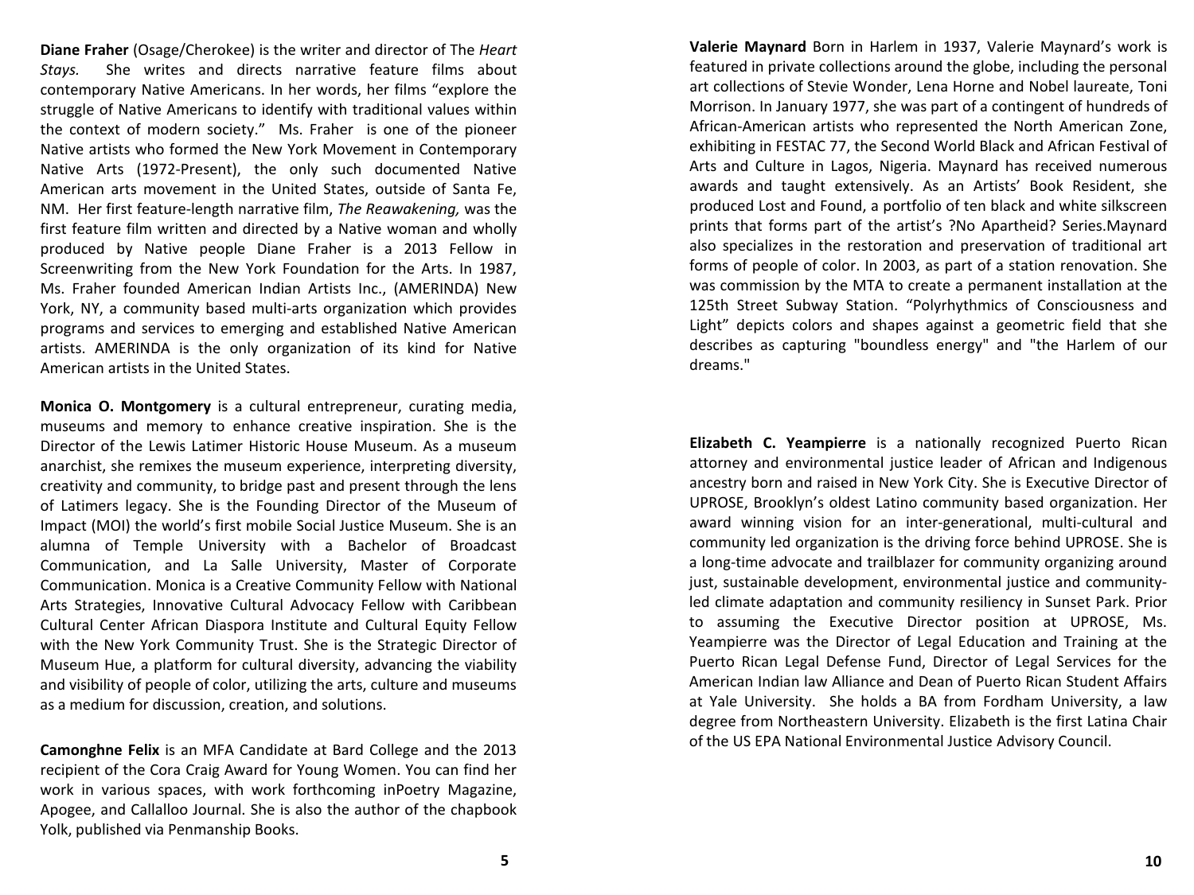**Diane Fraher** (Osage/Cherokee) is the writer and director of The *Heart Stays.* She writes and directs narrative feature films about contemporary Native Americans. In her words, her films "explore the struggle of Native Americans to identify with traditional values within the context of modern society." Ms. Fraher is one of the pioneer Native artists who formed the New York Movement in Contemporary Native Arts (1972-Present), the only such documented Native American arts movement in the United States, outside of Santa Fe, NM. Her first feature-length narrative film, *The Reawakening,* was the first feature film written and directed by a Native woman and wholly produced by Native people Diane Fraher is a 2013 Fellow in Screenwriting from the New York Foundation for the Arts. In 1987, Ms. Fraher founded American Indian Artists Inc., (AMERINDA) New York, NY, a community based multi-arts organization which provides programs and services to emerging and established Native American artists. AMERINDA is the only organization of its kind for Native American artists in the United States.

**Monica O. Montgomery** is a cultural entrepreneur, curating media, museums and memory to enhance creative inspiration. She is the Director of the Lewis Latimer Historic House Museum. As a museum anarchist, she remixes the museum experience, interpreting diversity, creativity and community, to bridge past and present through the lens of Latimers legacy. She is the Founding Director of the Museum of Impact (MOI) the world's first mobile Social Justice Museum. She is an alumna of Temple University with a Bachelor of Broadcast Communication, and La Salle University, Master of Corporate Communication. Monica is a Creative Community Fellow with National Arts Strategies, Innovative Cultural Advocacy Fellow with Caribbean Cultural Center African Diaspora Institute and Cultural Equity Fellow with the New York Community Trust. She is the Strategic Director of Museum Hue, a platform for cultural diversity, advancing the viability and visibility of people of color, utilizing the arts, culture and museums as a medium for discussion, creation, and solutions.

**Camonghne Felix** is an MFA Candidate at Bard College and the 2013 recipient of the Cora Craig Award for Young Women. You can find her work in various spaces, with work forthcoming inPoetry Magazine, Apogee, and Callalloo Journal. She is also the author of the chapbook Yolk, published via Penmanship Books.

**Valerie Maynard** Born in Harlem in 1937, Valerie Maynard's work is featured in private collections around the globe, including the personal art collections of Stevie Wonder, Lena Horne and Nobel laureate, Toni Morrison. In January 1977, she was part of a contingent of hundreds of African-American artists who represented the North American Zone, exhibiting in FESTAC 77, the Second World Black and African Festival of Arts and Culture in Lagos, Nigeria. Maynard has received numerous awards and taught extensively. As an Artists' Book Resident, she produced Lost and Found, a portfolio of ten black and white silkscreen prints that forms part of the artist's ?No Apartheid? Series.Maynard also specializes in the restoration and preservation of traditional art forms of people of color. In 2003, as part of a station renovation. She was commission by the MTA to create a permanent installation at the 125th Street Subway Station. "Polyrhythmics of Consciousness and Light" depicts colors and shapes against a geometric field that she describes as capturing "boundless energy" and "the Harlem of our dreams."

**Elizabeth C. Yeampierre** is a nationally recognized Puerto Rican attorney and environmental justice leader of African and Indigenous ancestry born and raised in New York City. She is Executive Director of UPROSE, Brooklyn's oldest Latino community based organization. Her award winning vision for an inter-generational, multi-cultural and community led organization is the driving force behind UPROSE. She is a long-time advocate and trailblazer for community organizing around just, sustainable development, environmental justice and community-led climate adaptation and community resiliency in Sunset Park. Prior to assuming the Executive Director position at UPROSE, Ms. Yeampierre was the Director of Legal Education and Training at the Puerto Rican Legal Defense Fund, Director of Legal Services for the American Indian law Alliance and Dean of Puerto Rican Student Affairs at Yale University. She holds a BA from Fordham University, a law degree from Northeastern University. Elizabeth is the first Latina Chair of the US EPA National Environmental Justice Advisory Council.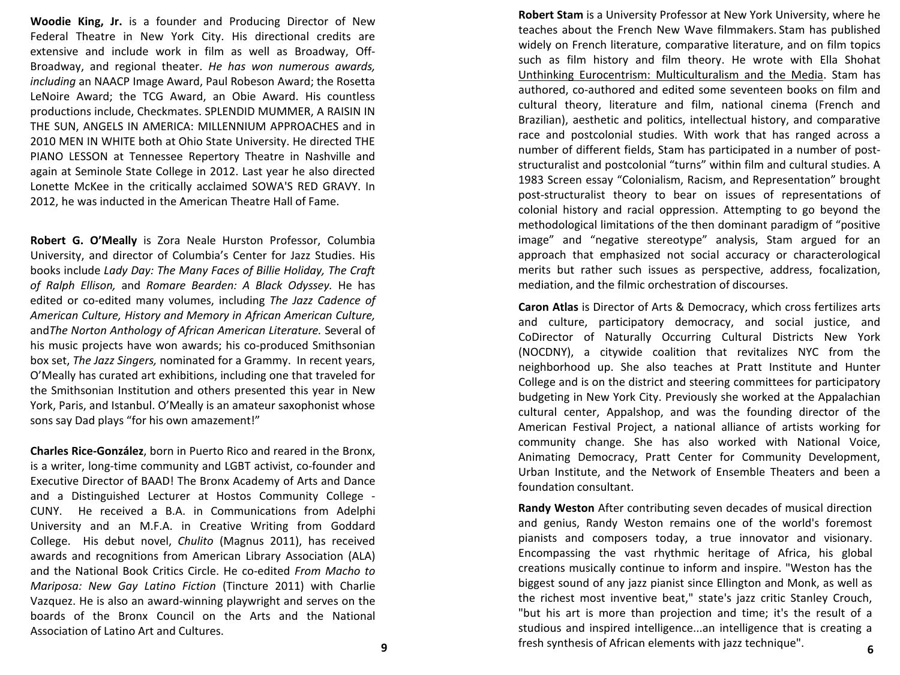**Woodie King, Jr.** is a founder and Producing Director of New Federal Theatre in New York City. His directional credits are extensive and include work in film as well as Broadway, Off-Broadway, and regional theater. *He has won numerous awards, including* an NAACP Image Award, Paul Robeson Award; the Rosetta LeNoire Award; the TCG Award, an Obie Award. His countless productions include, Checkmates. SPLENDID MUMMER, A RAISIN IN THE SUN, ANGELS IN AMERICA: MILLENNIUM APPROACHES and in 2010 MEN IN WHITE both at Ohio State University. He directed THE PIANO LESSON at Tennessee Repertory Theatre in Nashville and again at Seminole State College in 2012. Last year he also directed Lonette McKee in the critically acclaimed SOWA'S RED GRAVY. In 2012, he was inducted in the American Theatre Hall of Fame.

**Robert G. O'Meally** is Zora Neale Hurston Professor, Columbia University, and director of Columbia's Center for Jazz Studies. His books include *Lady Day: The Many Faces of Billie Holiday, The Craft of Ralph Ellison,* and *Romare Bearden: A Black Odyssey.* He has edited or co-edited many volumes, including *The Jazz Cadence of American Culture, History and Memory in African American Culture,* and*The Norton Anthology of African American Literature.* Several of his music projects have won awards; his co-produced Smithsonian box set, *The Jazz Singers,* nominated for a Grammy. In recent years, O'Meally has curated art exhibitions, including one that traveled for the Smithsonian Institution and others presented this year in New York, Paris, and Istanbul. O'Meally is an amateur saxophonist whose sons say Dad plays "for his own amazement!"

**Charles Rice-González**, born in Puerto Rico and reared in the Bronx, is a writer, long-time community and LGBT activist, co-founder and Executive Director of BAAD! The Bronx Academy of Arts and Dance and a Distinguished Lecturer at Hostos Community College - CUNY. He received a B.A. in Communications from Adelphi University and an M.F.A. in Creative Writing from Goddard College. His debut novel, *Chulito* (Magnus 2011), has received awards and recognitions from American Library Association (ALA) and the National Book Critics Circle. He co-edited *From Macho to Mariposa: New Gay Latino Fiction* (Tincture 2011) with Charlie Vazquez. He is also an award-winning playwright and serves on the boards of the Bronx Council on the Arts and the National Association of Latino Art and Cultures.

**Robert Stam** is a University Professor at New York University, where he teaches about the French New Wave filmmakers. Stam has published widely on French literature, comparative literature, and on film topics such as film history and film theory. He wrote with Ella Shohat Unthinking Eurocentrism: Multiculturalism and the Media. Stam has authored, co-authored and edited some seventeen books on film and cultural theory, literature and film, national cinema (French and Brazilian), aesthetic and politics, intellectual history, and comparative race and postcolonial studies. With work that has ranged across a number of different fields, Stam has participated in a number of post-structuralist and postcolonial "turns" within film and cultural studies. A 1983 Screen essay "Colonialism, Racism, and Representation" brought post-structuralist theory to bear on issues of representations of colonial history and racial oppression. Attempting to go beyond the methodological limitations of the then dominant paradigm of "positive image" and "negative stereotype" analysis, Stam argued for an approach that emphasized not social accuracy or characterological merits but rather such issues as perspective, address, focalization, mediation, and the filmic orchestration of discourses.

**Caron Atlas** is Director of Arts & Democracy, which cross fertilizes arts and culture, participatory democracy, and social justice, and CoDirector of Naturally Occurring Cultural Districts New York (NOCDNY), a citywide coalition that revitalizes NYC from the neighborhood up. She also teaches at Pratt Institute and Hunter College and is on the district and steering committees for participatory budgeting in New York City. Previously she worked at the Appalachian cultural center, Appalshop, and was the founding director of the American Festival Project, a national alliance of artists working for community change. She has also worked with National Voice, Animating Democracy, Pratt Center for Community Development, Urban Institute, and the Network of Ensemble Theaters and been a foundation consultant.

**Randy Weston** After contributing seven decades of musical direction and genius, Randy Weston remains one of the world's foremost pianists and composers today, a true innovator and visionary. Encompassing the vast rhythmic heritage of Africa, his global creations musically continue to inform and inspire. "Weston has the biggest sound of any jazz pianist since Ellington and Monk, as well as the richest most inventive beat," state's jazz critic Stanley Crouch, "but his art is more than projection and time; it's the result of a studious and inspired intelligence...an intelligence that is creating a fresh synthesis of African elements with jazz technique".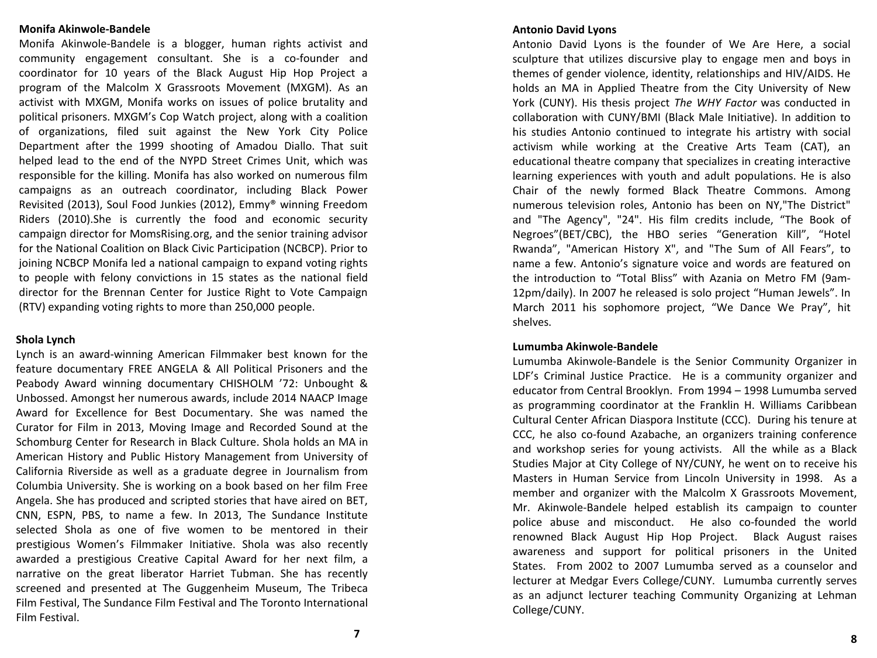### Monifa Akinwole-Bandele

Monifa Akinwole-Bandele is a blogger, human rights activist and community engagement consultant. She is a co-founder and coordinator for 10 years of the Black August Hip Hop Project a program of the Malcolm X Grassroots Movement (MXGM). As an activist with MXGM, Monifa works on issues of police brutality and political prisoners. MXGM's Cop Watch project, along with a coalition of organizations, filed suit against the New York City Police Department after the 1999 shooting of Amadou Diallo. That suit helped lead to the end of the NYPD Street Crimes Unit, which was responsible for the killing. Monifa has also worked on numerous film campaigns as an outreach coordinator, including Black Power Revisited (2013), Soul Food Junkies (2012), Emmy® winning Freedom Riders (2010).She is currently the food and economic security campaign director for MomsRising.org, and the senior training advisor for the National Coalition on Black Civic Participation (NCBCP). Prior to joining NCBCP Monifa led a national campaign to expand voting rights to people with felony convictions in 15 states as the national field director for the Brennan Center for Justice Right to Vote Campaign (RTV) expanding voting rights to more than 250,000 people.

### Shola Lynch

Lynch is an award-winning American Filmmaker best known for the feature documentary FREE ANGELA & All Political Prisoners and the Peabody Award winning documentary CHISHOLM '72: Unbought & Unbossed. Amongst her numerous awards, include 2014 NAACP Image Award for Excellence for Best Documentary. She was named the Curator for Film in 2013, Moving Image and Recorded Sound at the Schomburg Center for Research in Black Culture. Shola holds an MA in American History and Public History Management from University of California Riverside as well as a graduate degree in Journalism from Columbia University. She is working on a book based on her film Free Angela. She has produced and scripted stories that have aired on BET, CNN, ESPN, PBS, to name a few. In 2013, The Sundance Institute selected Shola as one of five women to be mentored in their prestigious Women's Filmmaker Initiative. Shola was also recently awarded a prestigious Creative Capital Award for her next film, a narrative on the great liberator Harriet Tubman. She has recently screened and presented at The Guggenheim Museum, The Tribeca Film Festival, The Sundance Film Festival and The Toronto International Film Festival.

### Antonio David Lyons

Antonio David Lyons is the founder of We Are Here, a social sculpture that utilizes discursive play to engage men and boys in themes of gender violence, identity, relationships and HIV/AIDS. He holds an MA in Applied Theatre from the City University of New York (CUNY). His thesis project *The WHY Factor* was conducted in collaboration with CUNY/BMI (Black Male Initiative). In addition to his studies Antonio continued to integrate his artistry with social activism while working at the Creative Arts Team (CAT), an educational theatre company that specializes in creating interactive learning experiences with youth and adult populations. He is also Chair of the newly formed Black Theatre Commons. Among numerous television roles, Antonio has been on NY,"The District" and "The Agency", "24". His film credits include, "The Book of Negroes"(BET/CBC), the HBO series "Generation Kill", "Hotel Rwanda", "American History X", and "The Sum of All Fears", to name a few. Antonio's signature voice and words are featured on the introduction to "Total Bliss" with Azania on Metro FM (9am-12pm/daily). In 2007 he released is solo project "Human Jewels". In March 2011 his sophomore project, "We Dance We Pray", hit shelves.

### Lumumba Akinwole-Bandele

Lumumba Akinwole-Bandele is the Senior Community Organizer in LDF's Criminal Justice Practice. He is a community organizer and educator from Central Brooklyn. From 1994 – 1998 Lumumba served as programming coordinator at the Franklin H. Williams Caribbean Cultural Center African Diaspora Institute (CCC). During his tenure at CCC, he also co-found Azabache, an organizers training conference and workshop series for young activists. All the while as a Black Studies Major at City College of NY/CUNY, he went on to receive his Masters in Human Service from Lincoln University in 1998. As a member and organizer with the Malcolm X Grassroots Movement, Mr. Akinwole-Bandele helped establish its campaign to counter police abuse and misconduct. He also co-founded the world renowned Black August Hip Hop Project. Black August raises awareness and support for political prisoners in the United States. From 2002 to 2007 Lumumba served as a counselor and lecturer at Medgar Evers College/CUNY. Lumumba currently serves as an adjunct lecturer teaching Community Organizing at Lehman College/CUNY.